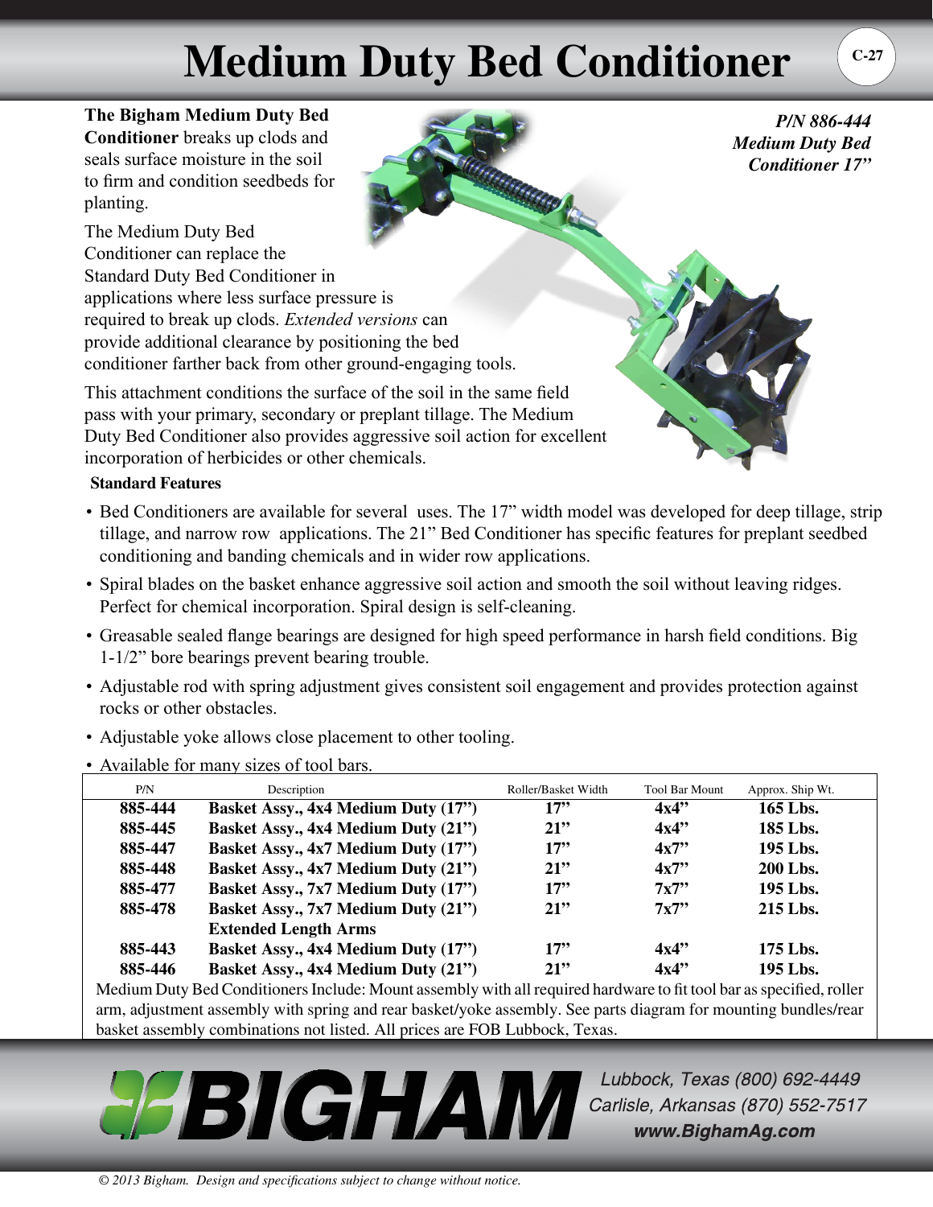# Medium Duty Bed Conditioner

*P/N 886-444*
*Medium Duty Bed Conditioner 17"*

**The Bigham Medium Duty Bed Conditioner** breaks up clods and seals surface moisture in the soil to firm and condition seedbeds for planting.

The Medium Duty Bed Conditioner can replace the Standard Duty Bed Conditioner in applications where less surface pressure is required to break up clods. *Extended versions* can provide additional clearance by positioning the bed conditioner farther back from other ground-engaging tools.

This attachment conditions the surface of the soil in the same field pass with your primary, secondary or preplant tillage. The Medium Duty Bed Conditioner also provides aggressive soil action for excellent incorporation of herbicides or other chemicals.

**Standard Features**

- Bed Conditioners are available for several uses. The 17" width model was developed for deep tillage, strip tillage, and narrow row applications. The 21" Bed Conditioner has specific features for preplant seedbed conditioning and banding chemicals and in wider row applications.
- Spiral blades on the basket enhance aggressive soil action and smooth the soil without leaving ridges. Perfect for chemical incorporation. Spiral design is self-cleaning.
- Greasable sealed flange bearings are designed for high speed performance in harsh field conditions. Big 1-1/2" bore bearings prevent bearing trouble.
- Adjustable rod with spring adjustment gives consistent soil engagement and provides protection against rocks or other obstacles.
- Adjustable yoke allows close placement to other tooling.
- Available for many sizes of tool bars.

| P/N | Description | Roller/Basket Width | Tool Bar Mount | Approx. Ship Wt. |
|---|---|---|---|---|
| **885-444** | **Basket Assy., 4x4 Medium Duty (17")** | **17"** | **4x4"** | **165 Lbs.** |
| **885-445** | **Basket Assy., 4x4 Medium Duty (21")** | **21"** | **4x4"** | **185 Lbs.** |
| **885-447** | **Basket Assy., 4x7 Medium Duty (17")** | **17"** | **4x7"** | **195 Lbs.** |
| **885-448** | **Basket Assy., 4x7 Medium Duty (21")** | **21"** | **4x7"** | **200 Lbs.** |
| **885-477** | **Basket Assy., 7x7 Medium Duty (17")** | **17"** | **7x7"** | **195 Lbs.** |
| **885-478** | **Basket Assy., 7x7 Medium Duty (21")** | **21"** | **7x7"** | **215 Lbs.** |
| | **Extended Length Arms** | | | |
| **885-443** | **Basket Assy., 4x4 Medium Duty (17")** | **17"** | **4x4"** | **175 Lbs.** |
| **885-446** | **Basket Assy., 4x4 Medium Duty (21")** | **21"** | **4x4"** | **195 Lbs.** |

Medium Duty Bed Conditioners Include: Mount assembly with all required hardware to fit tool bar as specified, roller arm, adjustment assembly with spring and rear basket/yoke assembly. See parts diagram for mounting bundles/rear basket assembly combinations not listed. All prices are FOB Lubbock, Texas.

**BIGHAM**

*Lubbock, Texas (800) 692-4449*
*Carlisle, Arkansas (870) 552-7517*
***www.BighamAg.com***

*© 2013 Bigham. Design and specifications subject to change without notice.*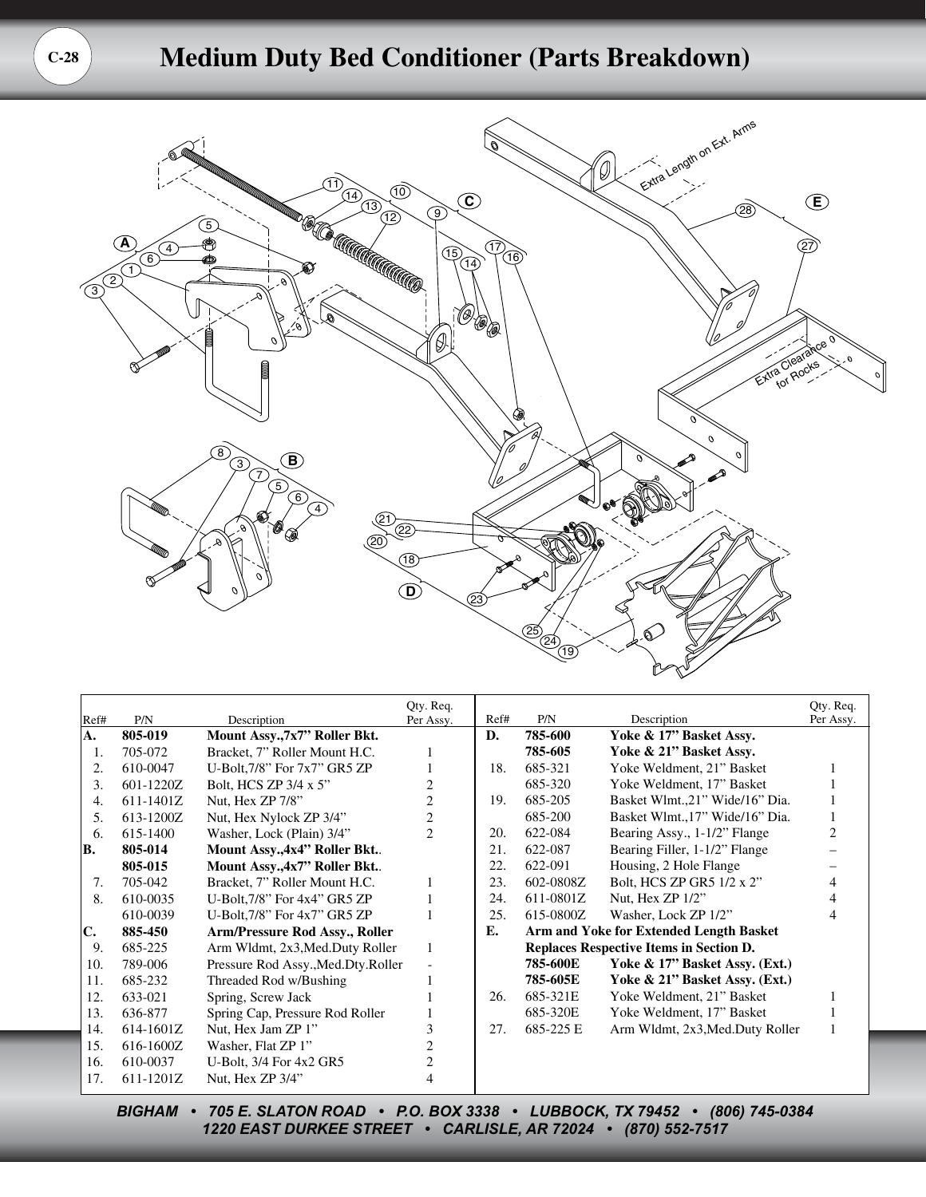# Medium Duty Bed Conditioner (Parts Breakdown)

Extra Length on Ext. Arms

Extra Clearance for Rocks

| Ref# | P/N | Description | Qty. Req. Per Assy. |
|---|---|---|---|
| **A.** | **805-019** | **Mount Assy.,7x7" Roller Bkt.** | |
| 1. | 705-072 | Bracket, 7" Roller Mount H.C. | 1 |
| 2. | 610-0047 | U-Bolt,7/8" For 7x7" GR5 ZP | 1 |
| 3. | 601-1220Z | Bolt, HCS ZP 3/4 x 5" | 2 |
| 4. | 611-1401Z | Nut, Hex ZP 7/8" | 2 |
| 5. | 613-1200Z | Nut, Hex Nylock ZP 3/4" | 2 |
| 6. | 615-1400 | Washer, Lock (Plain) 3/4" | 2 |
| **B.** | **805-014** | **Mount Assy.,4x4" Roller Bkt..** | |
| | **805-015** | **Mount Assy.,4x7" Roller Bkt..** | |
| 7. | 705-042 | Bracket, 7" Roller Mount H.C. | 1 |
| 8. | 610-0035 | U-Bolt,7/8" For 4x4" GR5 ZP | 1 |
| | 610-0039 | U-Bolt,7/8" For 4x7" GR5 ZP | 1 |
| **C.** | **885-450** | **Arm/Pressure Rod Assy., Roller** | |
| 9. | 685-225 | Arm Wldmt, 2x3,Med.Duty Roller | 1 |
| 10. | 789-006 | Pressure Rod Assy.,Med.Dty.Roller | - |
| 11. | 685-232 | Threaded Rod w/Bushing | 1 |
| 12. | 633-021 | Spring, Screw Jack | 1 |
| 13. | 636-877 | Spring Cap, Pressure Rod Roller | 1 |
| 14. | 614-1601Z | Nut, Hex Jam ZP 1" | 3 |
| 15. | 616-1600Z | Washer, Flat ZP 1" | 2 |
| 16. | 610-0037 | U-Bolt, 3/4 For 4x2 GR5 | 2 |
| 17. | 611-1201Z | Nut, Hex ZP 3/4" | 4 |

| Ref# | P/N | Description | Qty. Req. Per Assy. |
|---|---|---|---|
| **D.** | **785-600** | **Yoke & 17" Basket Assy.** | |
| | **785-605** | **Yoke & 21" Basket Assy.** | |
| 18. | 685-321 | Yoke Weldment, 21" Basket | 1 |
| | 685-320 | Yoke Weldment, 17" Basket | 1 |
| 19. | 685-205 | Basket Wlmt.,21" Wide/16" Dia. | 1 |
| | 685-200 | Basket Wlmt.,17" Wide/16" Dia. | 1 |
| 20. | 622-084 | Bearing Assy., 1-1/2" Flange | 2 |
| 21. | 622-087 | Bearing Filler, 1-1/2" Flange | – |
| 22. | 622-091 | Housing, 2 Hole Flange | – |
| 23. | 602-0808Z | Bolt, HCS ZP GR5 1/2 x 2" | 4 |
| 24. | 611-0801Z | Nut, Hex ZP 1/2" | 4 |
| 25. | 615-0800Z | Washer, Lock ZP 1/2" | 4 |
| **E.** | **Arm and Yoke for Extended Length Basket** | | |
| | **Replaces Respective Items in Section D.** | | |
| | **785-600E** | **Yoke & 17" Basket Assy. (Ext.)** | |
| | **785-605E** | **Yoke & 21" Basket Assy. (Ext.)** | |
| 26. | 685-321E | Yoke Weldment, 21" Basket | 1 |
| | 685-320E | Yoke Weldment, 17" Basket | 1 |
| 27. | 685-225 E | Arm Wldmt, 2x3,Med.Duty Roller | 1 |

*BIGHAM • 705 E. SLATON ROAD • P.O. BOX 3338 • LUBBOCK, TX 79452 • (806) 745-0384*
*1220 EAST DURKEE STREET • CARLISLE, AR 72024 • (870) 552-7517*